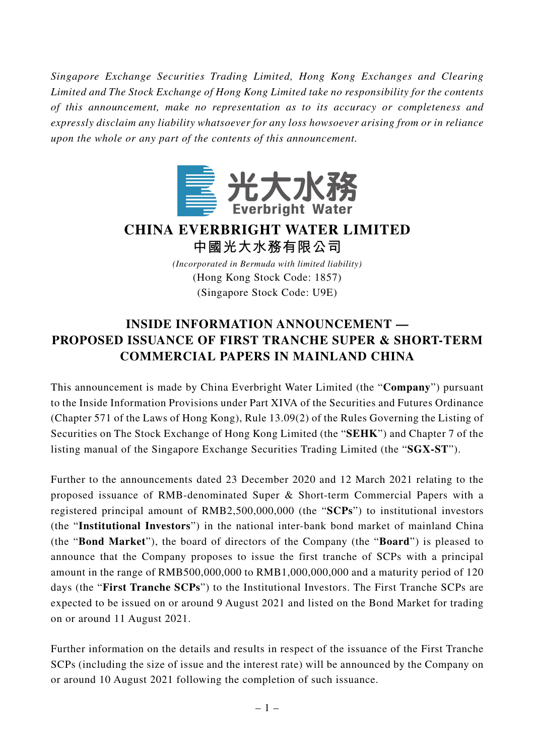*Singapore Exchange Securities Trading Limited, Hong Kong Exchanges and Clearing Limited and The Stock Exchange of Hong Kong Limited take no responsibility for the contents of this announcement, make no representation as to its accuracy or completeness and expressly disclaim any liability whatsoever for any loss howsoever arising from or in reliance upon the whole or any part of the contents of this announcement.*

光大水務
Everbright Water

# CHINA EVERBRIGHT WATER LIMITED
# 中國光大水務有限公司

*(Incorporated in Bermuda with limited liability)*
(Hong Kong Stock Code: 1857)
(Singapore Stock Code: U9E)

## INSIDE INFORMATION ANNOUNCEMENT — PROPOSED ISSUANCE OF FIRST TRANCHE SUPER & SHORT-TERM COMMERCIAL PAPERS IN MAINLAND CHINA

This announcement is made by China Everbright Water Limited (the "**Company**") pursuant to the Inside Information Provisions under Part XIVA of the Securities and Futures Ordinance (Chapter 571 of the Laws of Hong Kong), Rule 13.09(2) of the Rules Governing the Listing of Securities on The Stock Exchange of Hong Kong Limited (the "**SEHK**") and Chapter 7 of the listing manual of the Singapore Exchange Securities Trading Limited (the "**SGX-ST**").

Further to the announcements dated 23 December 2020 and 12 March 2021 relating to the proposed issuance of RMB-denominated Super & Short-term Commercial Papers with a registered principal amount of RMB2,500,000,000 (the "**SCPs**") to institutional investors (the "**Institutional Investors**") in the national inter-bank bond market of mainland China (the "**Bond Market**"), the board of directors of the Company (the "**Board**") is pleased to announce that the Company proposes to issue the first tranche of SCPs with a principal amount in the range of RMB500,000,000 to RMB1,000,000,000 and a maturity period of 120 days (the "**First Tranche SCPs**") to the Institutional Investors. The First Tranche SCPs are expected to be issued on or around 9 August 2021 and listed on the Bond Market for trading on or around 11 August 2021.

Further information on the details and results in respect of the issuance of the First Tranche SCPs (including the size of issue and the interest rate) will be announced by the Company on or around 10 August 2021 following the completion of such issuance.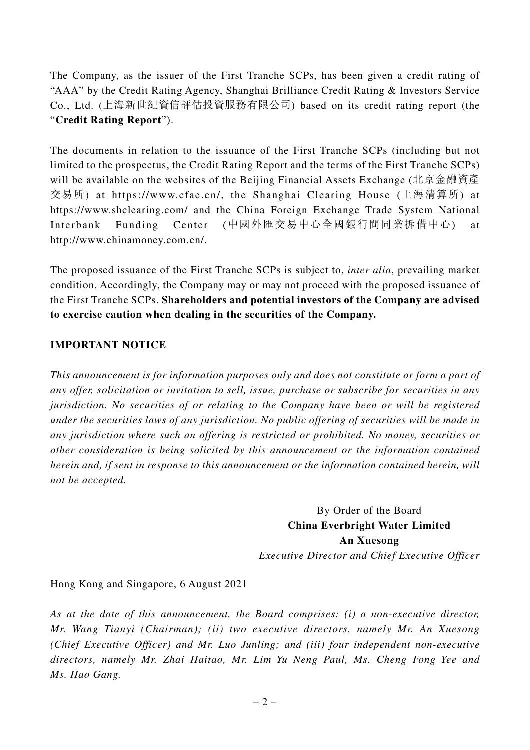The Company, as the issuer of the First Tranche SCPs, has been given a credit rating of "AAA" by the Credit Rating Agency, Shanghai Brilliance Credit Rating & Investors Service Co., Ltd. (上海新世紀資信評估投資服務有限公司) based on its credit rating report (the "**Credit Rating Report**").

The documents in relation to the issuance of the First Tranche SCPs (including but not limited to the prospectus, the Credit Rating Report and the terms of the First Tranche SCPs) will be available on the websites of the Beijing Financial Assets Exchange (北京金融資產交易所) at https://www.cfae.cn/, the Shanghai Clearing House (上海清算所) at https://www.shclearing.com/ and the China Foreign Exchange Trade System National Interbank Funding Center (中國外匯交易中心全國銀行間同業拆借中心) at http://www.chinamoney.com.cn/.

The proposed issuance of the First Tranche SCPs is subject to, *inter alia*, prevailing market condition. Accordingly, the Company may or may not proceed with the proposed issuance of the First Tranche SCPs. **Shareholders and potential investors of the Company are advised to exercise caution when dealing in the securities of the Company.**

**IMPORTANT NOTICE**

*This announcement is for information purposes only and does not constitute or form a part of any offer, solicitation or invitation to sell, issue, purchase or subscribe for securities in any jurisdiction. No securities of or relating to the Company have been or will be registered under the securities laws of any jurisdiction. No public offering of securities will be made in any jurisdiction where such an offering is restricted or prohibited. No money, securities or other consideration is being solicited by this announcement or the information contained herein and, if sent in response to this announcement or the information contained herein, will not be accepted.*

By Order of the Board
**China Everbright Water Limited**
**An Xuesong**
*Executive Director and Chief Executive Officer*

Hong Kong and Singapore, 6 August 2021

*As at the date of this announcement, the Board comprises: (i) a non-executive director, Mr. Wang Tianyi (Chairman); (ii) two executive directors, namely Mr. An Xuesong (Chief Executive Officer) and Mr. Luo Junling; and (iii) four independent non-executive directors, namely Mr. Zhai Haitao, Mr. Lim Yu Neng Paul, Ms. Cheng Fong Yee and Ms. Hao Gang.*